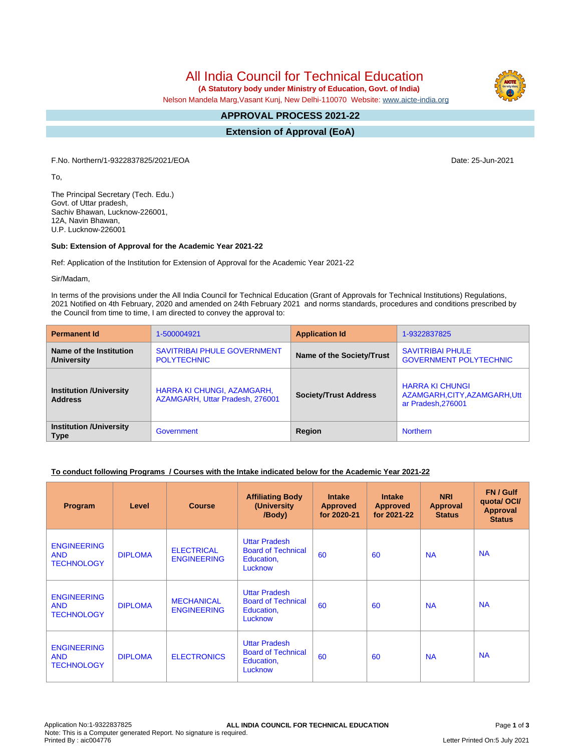# All India Council for Technical Education

**(A Statutory body under Ministry of Education, Govt. of India)**

Nelson Mandela Marg,Vasant Kunj, New Delhi-110070 Website: www.aicte-india.org

## APPROVAL PROCESS 2021-22

## Extension of Approval (EoA)

F.No. Northern/1-9322837825/2021/EOA

Date: 25-Jun-2021

To,

The Principal Secretary (Tech. Edu.)
Govt. of Uttar pradesh,
Sachiv Bhawan, Lucknow-226001,
12A, Navin Bhawan,
U.P. Lucknow-226001

**Sub: Extension of Approval for the Academic Year 2021-22**

Ref: Application of the Institution for Extension of Approval for the Academic Year 2021-22

Sir/Madam,

In terms of the provisions under the All India Council for Technical Education (Grant of Approvals for Technical Institutions) Regulations, 2021 Notified on 4th February, 2020 and amended on 24th February 2021 and norms standards, procedures and conditions prescribed by the Council from time to time, I am directed to convey the approval to:

| **Permanent Id** | 1-500004921 | **Application Id** | 1-9322837825 |
|---|---|---|---|
| **Name of the Institution /University** | SAVITRIBAI PHULE GOVERNMENT POLYTECHNIC | **Name of the Society/Trust** | SAVITRIBAI PHULE GOVERNMENT POLYTECHNIC |
| **Institution /University Address** | HARRA KI CHUNGI, AZAMGARH, AZAMGARH, Uttar Pradesh, 276001 | **Society/Trust Address** | HARRA KI CHUNGI AZAMGARH,CITY,AZAMGARH,Uttar Pradesh,276001 |
| **Institution /University Type** | Government | **Region** | Northern |

**To conduct following Programs / Courses with the Intake indicated below for the Academic Year 2021-22**

| Program | Level | Course | Affiliating Body (University /Body) | Intake Approved for 2020-21 | Intake Approved for 2021-22 | NRI Approval Status | FN / Gulf quota/ OCI/ Approval Status |
|---|---|---|---|---|---|---|---|
| ENGINEERING AND TECHNOLOGY | DIPLOMA | ELECTRICAL ENGINEERING | Uttar Pradesh Board of Technical Education, Lucknow | 60 | 60 | NA | NA |
| ENGINEERING AND TECHNOLOGY | DIPLOMA | MECHANICAL ENGINEERING | Uttar Pradesh Board of Technical Education, Lucknow | 60 | 60 | NA | NA |
| ENGINEERING AND TECHNOLOGY | DIPLOMA | ELECTRONICS | Uttar Pradesh Board of Technical Education, Lucknow | 60 | 60 | NA | NA |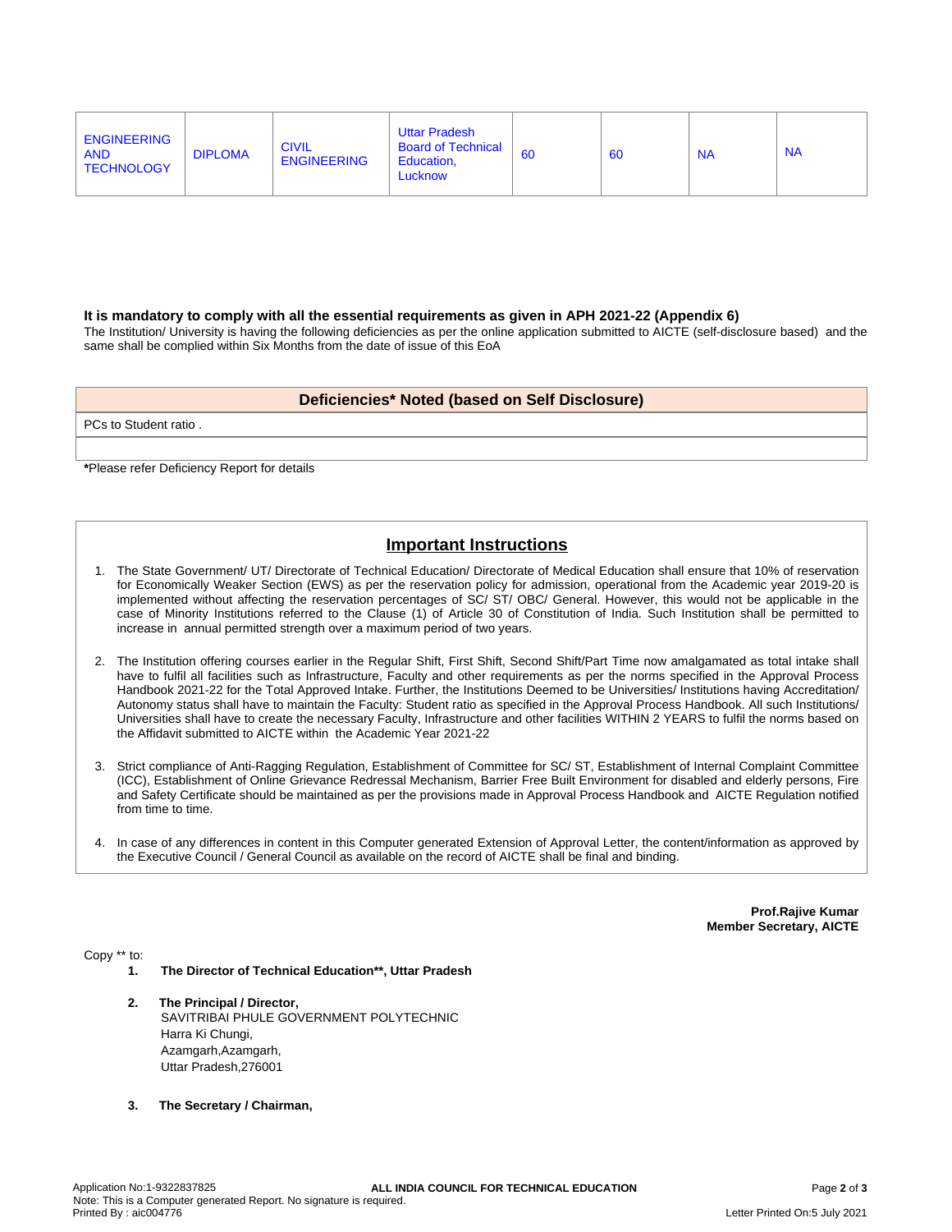| ENGINEERING AND TECHNOLOGY | DIPLOMA | CIVIL ENGINEERING | Uttar Pradesh Board of Technical Education, Lucknow | 60 | 60 | NA | NA |
|---|---|---|---|---|---|---|---|

**It is mandatory to comply with all the essential requirements as given in APH 2021-22 (Appendix 6)**

The Institution/ University is having the following deficiencies as per the online application submitted to AICTE (self-disclosure based) and the same shall be complied within Six Months from the date of issue of this EoA

| Deficiencies* Noted (based on Self Disclosure) |
|---|
| PCs to Student ratio . |
| |

**\***Please refer Deficiency Report for details

## Important Instructions

1. The State Government/ UT/ Directorate of Technical Education/ Directorate of Medical Education shall ensure that 10% of reservation for Economically Weaker Section (EWS) as per the reservation policy for admission, operational from the Academic year 2019-20 is implemented without affecting the reservation percentages of SC/ ST/ OBC/ General. However, this would not be applicable in the case of Minority Institutions referred to the Clause (1) of Article 30 of Constitution of India. Such Institution shall be permitted to increase in annual permitted strength over a maximum period of two years.
2. The Institution offering courses earlier in the Regular Shift, First Shift, Second Shift/Part Time now amalgamated as total intake shall have to fulfil all facilities such as Infrastructure, Faculty and other requirements as per the norms specified in the Approval Process Handbook 2021-22 for the Total Approved Intake. Further, the Institutions Deemed to be Universities/ Institutions having Accreditation/ Autonomy status shall have to maintain the Faculty: Student ratio as specified in the Approval Process Handbook. All such Institutions/ Universities shall have to create the necessary Faculty, Infrastructure and other facilities WITHIN 2 YEARS to fulfil the norms based on the Affidavit submitted to AICTE within the Academic Year 2021-22
3. Strict compliance of Anti-Ragging Regulation, Establishment of Committee for SC/ ST, Establishment of Internal Complaint Committee (ICC), Establishment of Online Grievance Redressal Mechanism, Barrier Free Built Environment for disabled and elderly persons, Fire and Safety Certificate should be maintained as per the provisions made in Approval Process Handbook and AICTE Regulation notified from time to time.
4. In case of any differences in content in this Computer generated Extension of Approval Letter, the content/information as approved by the Executive Council / General Council as available on the record of AICTE shall be final and binding.

**Prof.Rajive Kumar**
**Member Secretary, AICTE**

Copy ** to:

1. **The Director of Technical Education\*\*, Uttar Pradesh**

2. **The Principal / Director,**
   SAVITRIBAI PHULE GOVERNMENT POLYTECHNIC
   Harra Ki Chungi,
   Azamgarh,Azamgarh,
   Uttar Pradesh,276001

3. **The Secretary / Chairman,**

Application No:1-9322837825
Note: This is a Computer generated Report. No signature is required.
Printed By : aic004776
Letter Printed On:5 July 2021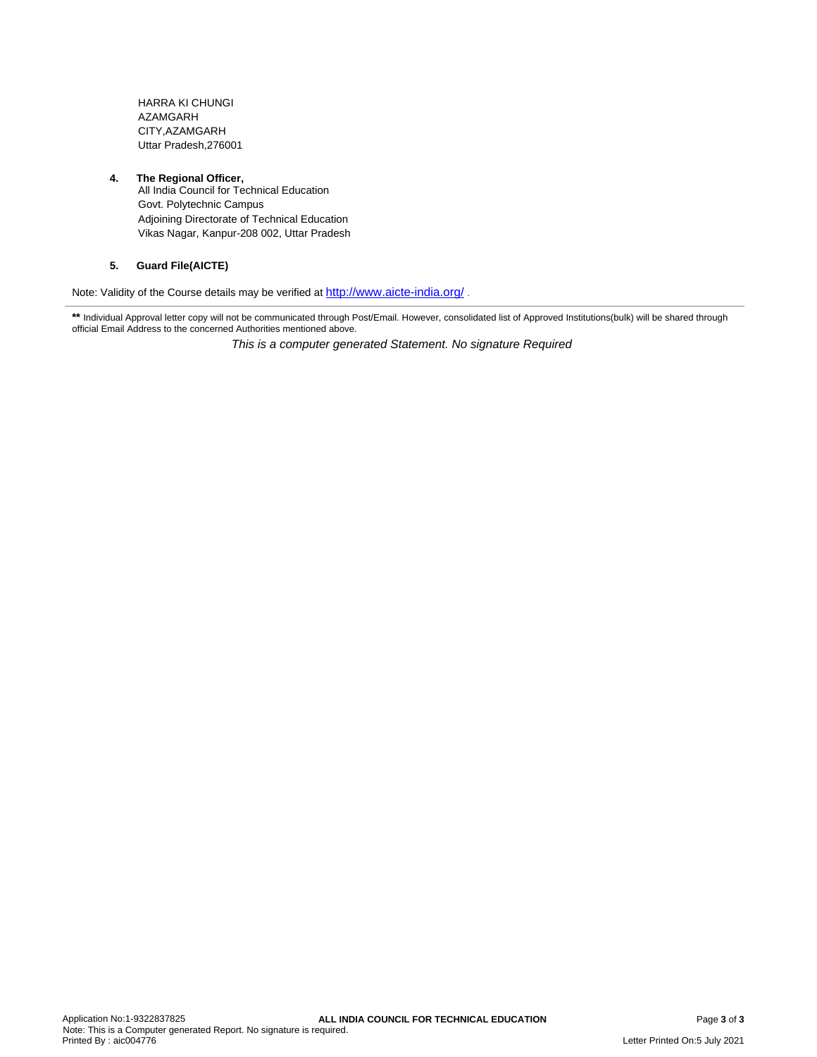HARRA KI CHUNGI
AZAMGARH
CITY,AZAMGARH
Uttar Pradesh,276001

4. **The Regional Officer,**
   All India Council for Technical Education
   Govt. Polytechnic Campus
   Adjoining Directorate of Technical Education
   Vikas Nagar, Kanpur-208 002, Uttar Pradesh

5. **Guard File(AICTE)**

Note: Validity of the Course details may be verified at http://www.aicte-india.org/ .

---

**\*\*** Individual Approval letter copy will not be communicated through Post/Email. However, consolidated list of Approved Institutions(bulk) will be shared through official Email Address to the concerned Authorities mentioned above.

*This is a computer generated Statement. No signature Required*

Application No:1-9322837825
Note: This is a Computer generated Report. No signature is required.
Printed By : aic004776

Letter Printed On:5 July 2021